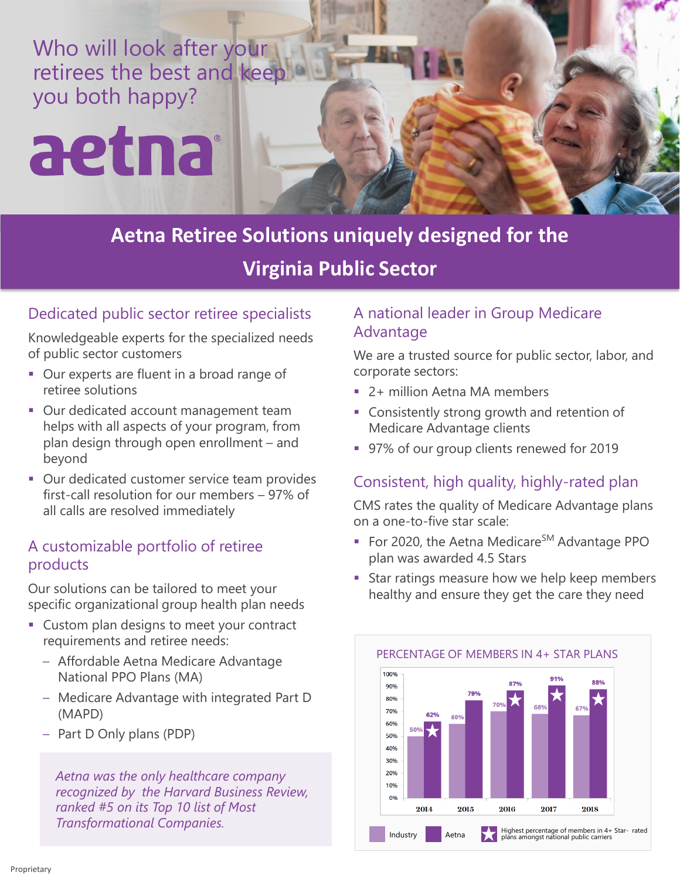Who will look after your retirees the best and keep you both happy?

aetna®

# Aetna Retiree Solutions uniquely designed for the Virginia Public Sector

## Dedicated public sector retiree specialists

Knowledgeable experts for the specialized needs of public sector customers

- Our experts are fluent in a broad range of retiree solutions
- Our dedicated account management team helps with all aspects of your program, from plan design through open enrollment – and beyond
- Our dedicated customer service team provides first-call resolution for our members – 97% of all calls are resolved immediately

## A customizable portfolio of retiree products

Our solutions can be tailored to meet your specific organizational group health plan needs

- Custom plan designs to meet your contract requirements and retiree needs:
  - Affordable Aetna Medicare Advantage National PPO Plans (MA)
  - Medicare Advantage with integrated Part D (MAPD)
  - Part D Only plans (PDP)

*Aetna was the only healthcare company recognized by the Harvard Business Review, ranked #5 on its Top 10 list of Most Transformational Companies.*

## A national leader in Group Medicare Advantage

We are a trusted source for public sector, labor, and corporate sectors:

- 2+ million Aetna MA members
- Consistently strong growth and retention of Medicare Advantage clients
- 97% of our group clients renewed for 2019

## Consistent, high quality, highly-rated plan

CMS rates the quality of Medicare Advantage plans on a one-to-five star scale:

- For 2020, the Aetna Medicare[SM] Advantage PPO plan was awarded 4.5 Stars
- Star ratings measure how we help keep members healthy and ensure they get the care they need

PERCENTAGE OF MEMBERS IN 4+ STAR PLANS

| Year | Industry | Aetna |
|---|---|---|
| 2014 | 50% | 62% ★ |
| 2015 | 60% | 79% |
| 2016 | 70% | 87% ★ |
| 2017 | 68% | 91% ★ |
| 2018 | 67% | 88% ★ |

★ Highest percentage of members in 4+ Star-rated plans amongst national public carriers

Proprietary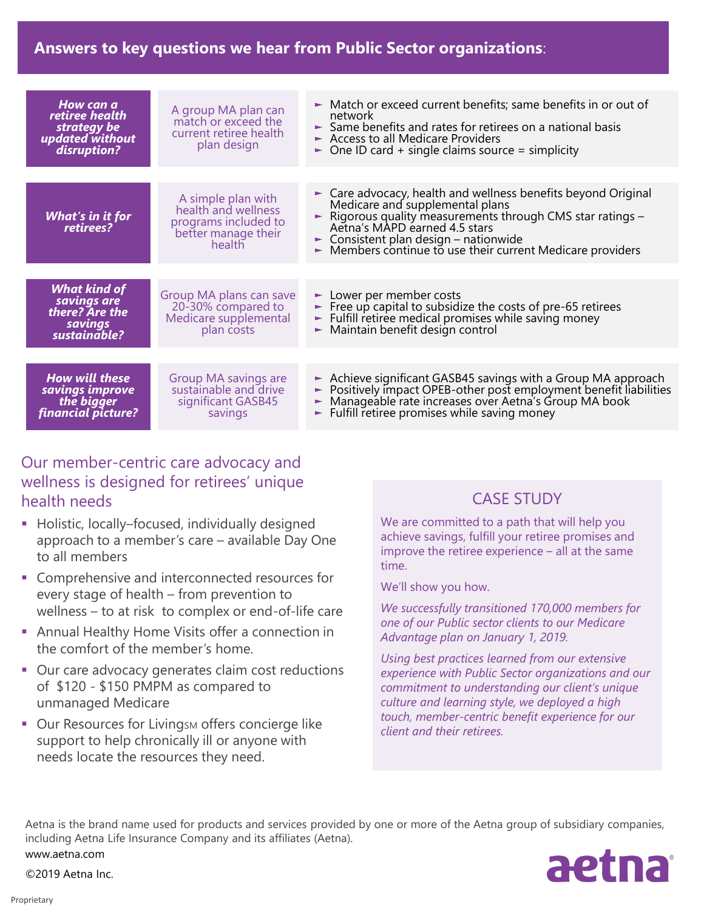## Answers to key questions we hear from Public Sector organizations:

| | | |
|---|---|---|
| ***How can a retiree health strategy be updated without disruption?*** | A group MA plan can match or exceed the current retiree health plan design | ► Match or exceed current benefits; same benefits in or out of network<br>► Same benefits and rates for retirees on a national basis<br>► Access to all Medicare Providers<br>► One ID card + single claims source = simplicity |
| ***What's in it for retirees?*** | A simple plan with health and wellness programs included to better manage their health | ► Care advocacy, health and wellness benefits beyond Original Medicare and supplemental plans<br>► Rigorous quality measurements through CMS star ratings – Aetna's MAPD earned 4.5 stars<br>► Consistent plan design – nationwide<br>► Members continue to use their current Medicare providers |
| ***What kind of savings are there? Are the savings sustainable?*** | Group MA plans can save 20-30% compared to Medicare supplemental plan costs | ► Lower per member costs<br>► Free up capital to subsidize the costs of pre-65 retirees<br>► Fulfill retiree medical promises while saving money<br>► Maintain benefit design control |
| ***How will these savings improve the bigger financial picture?*** | Group MA savings are sustainable and drive significant GASB45 savings | ► Achieve significant GASB45 savings with a Group MA approach<br>► Positively impact OPEB-other post employment benefit liabilities<br>► Manageable rate increases over Aetna's Group MA book<br>► Fulfill retiree promises while saving money |

## Our member-centric care advocacy and wellness is designed for retirees' unique health needs

- Holistic, locally–focused, individually designed approach to a member's care – available Day One to all members
- Comprehensive and interconnected resources for every stage of health – from prevention to wellness – to at risk to complex or end-of-life care
- Annual Healthy Home Visits offer a connection in the comfort of the member's home.
- Our care advocacy generates claim cost reductions of $120 - $150 PMPM as compared to unmanaged Medicare
- Our Resources for Living[SM] offers concierge like support to help chronically ill or anyone with needs locate the resources they need.

### CASE STUDY

We are committed to a path that will help you achieve savings, fulfill your retiree promises and improve the retiree experience – all at the same time.

We'll show you how.

*We successfully transitioned 170,000 members for one of our Public sector clients to our Medicare Advantage plan on January 1, 2019.*

*Using best practices learned from our extensive experience with Public Sector organizations and our commitment to understanding our client's unique culture and learning style, we deployed a high touch, member-centric benefit experience for our client and their retirees.*

Aetna is the brand name used for products and services provided by one or more of the Aetna group of subsidiary companies, including Aetna Life Insurance Company and its affiliates (Aetna).

www.aetna.com

©2019 Aetna Inc.

aetna®

Proprietary